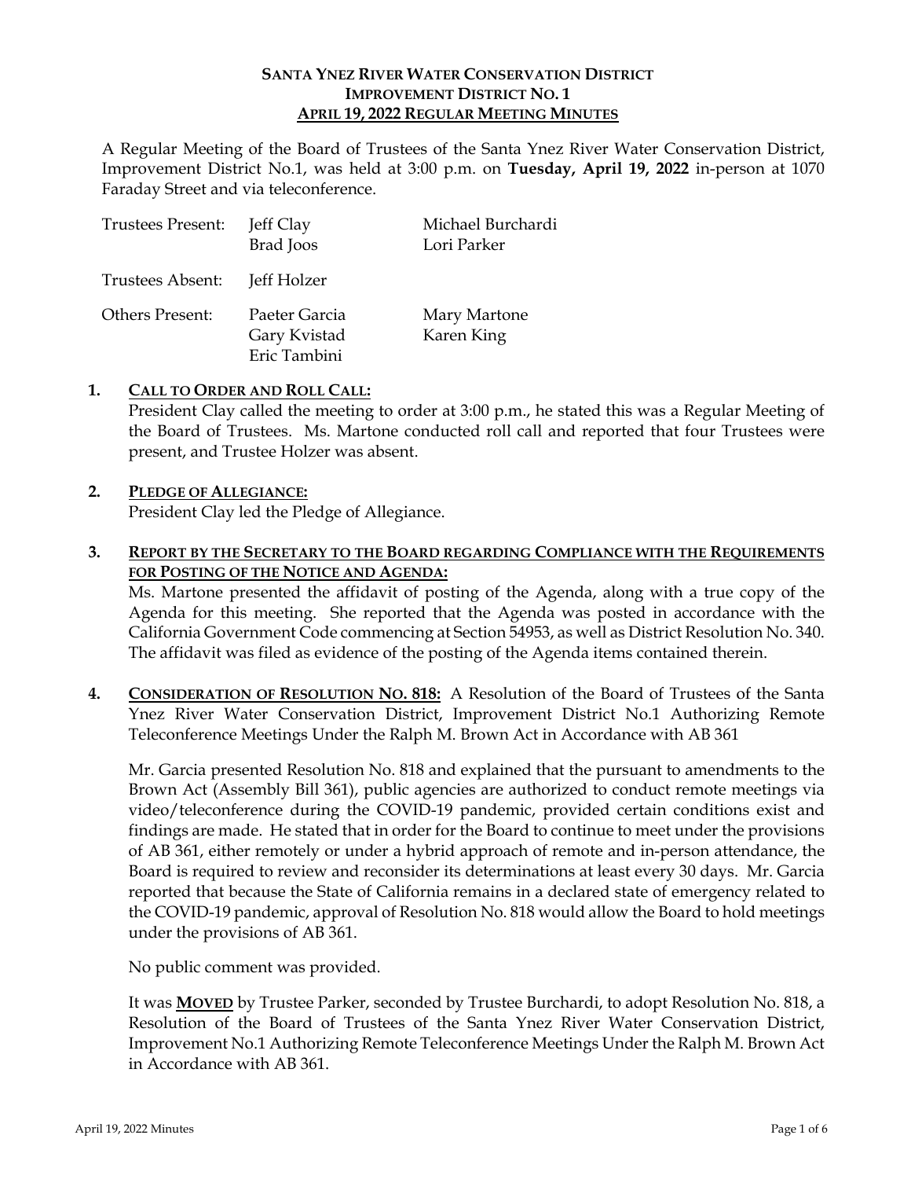**SANTA YNEZ RIVER WATER CONSERVATION DISTRICT**
**IMPROVEMENT DISTRICT NO. 1**
**APRIL 19, 2022 REGULAR MEETING MINUTES**

A Regular Meeting of the Board of Trustees of the Santa Ynez River Water Conservation District, Improvement District No.1, was held at 3:00 p.m. on **Tuesday, April 19, 2022** in-person at 1070 Faraday Street and via teleconference.

| | | |
|---|---|---|
| Trustees Present: | Jeff Clay<br>Brad Joos | Michael Burchardi<br>Lori Parker |
| Trustees Absent: | Jeff Holzer | |
| Others Present: | Paeter Garcia<br>Gary Kvistad<br>Eric Tambini | Mary Martone<br>Karen King |

**1. CALL TO ORDER AND ROLL CALL:**
President Clay called the meeting to order at 3:00 p.m., he stated this was a Regular Meeting of the Board of Trustees. Ms. Martone conducted roll call and reported that four Trustees were present, and Trustee Holzer was absent.

**2. PLEDGE OF ALLEGIANCE:**
President Clay led the Pledge of Allegiance.

**3. REPORT BY THE SECRETARY TO THE BOARD REGARDING COMPLIANCE WITH THE REQUIREMENTS FOR POSTING OF THE NOTICE AND AGENDA:**
Ms. Martone presented the affidavit of posting of the Agenda, along with a true copy of the Agenda for this meeting. She reported that the Agenda was posted in accordance with the California Government Code commencing at Section 54953, as well as District Resolution No. 340. The affidavit was filed as evidence of the posting of the Agenda items contained therein.

**4. CONSIDERATION OF RESOLUTION NO. 818:** A Resolution of the Board of Trustees of the Santa Ynez River Water Conservation District, Improvement District No.1 Authorizing Remote Teleconference Meetings Under the Ralph M. Brown Act in Accordance with AB 361

Mr. Garcia presented Resolution No. 818 and explained that the pursuant to amendments to the Brown Act (Assembly Bill 361), public agencies are authorized to conduct remote meetings via video/teleconference during the COVID-19 pandemic, provided certain conditions exist and findings are made. He stated that in order for the Board to continue to meet under the provisions of AB 361, either remotely or under a hybrid approach of remote and in-person attendance, the Board is required to review and reconsider its determinations at least every 30 days. Mr. Garcia reported that because the State of California remains in a declared state of emergency related to the COVID-19 pandemic, approval of Resolution No. 818 would allow the Board to hold meetings under the provisions of AB 361.

No public comment was provided.

It was **MOVED** by Trustee Parker, seconded by Trustee Burchardi, to adopt Resolution No. 818, a Resolution of the Board of Trustees of the Santa Ynez River Water Conservation District, Improvement No.1 Authorizing Remote Teleconference Meetings Under the Ralph M. Brown Act in Accordance with AB 361.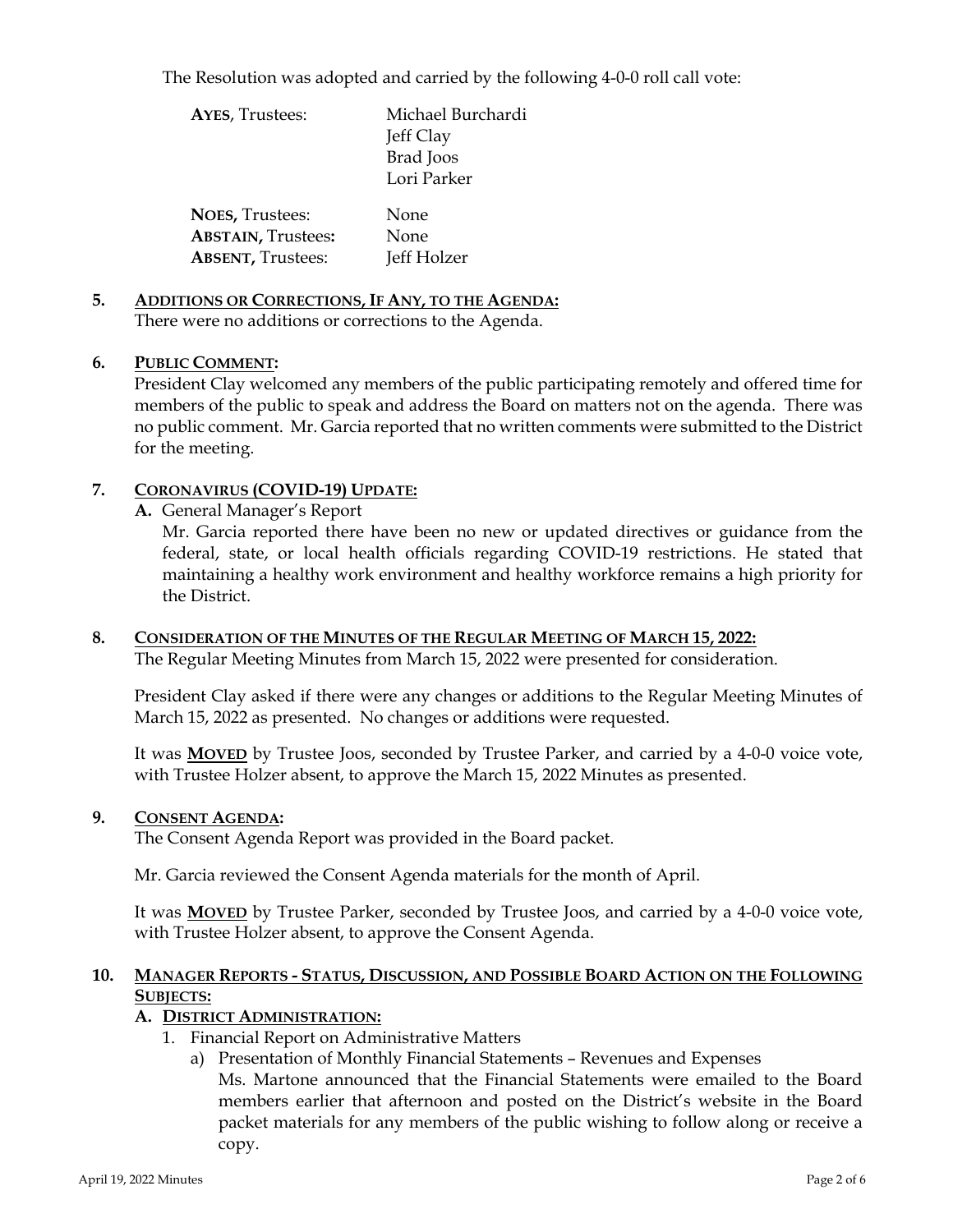The Resolution was adopted and carried by the following 4-0-0 roll call vote:

| | |
|---|---|
| **AYES**, Trustees: | Michael Burchardi<br>Jeff Clay<br>Brad Joos<br>Lori Parker |
| **NOES,** Trustees: | None |
| **ABSTAIN,** Trustees**:** | None |
| **ABSENT,** Trustees: | Jeff Holzer |

**5. ADDITIONS OR CORRECTIONS, IF ANY, TO THE AGENDA:**

There were no additions or corrections to the Agenda.

**6. PUBLIC COMMENT:**

President Clay welcomed any members of the public participating remotely and offered time for members of the public to speak and address the Board on matters not on the agenda. There was no public comment. Mr. Garcia reported that no written comments were submitted to the District for the meeting.

**7. CORONAVIRUS (COVID-19) UPDATE:**

**A.** General Manager's Report

Mr. Garcia reported there have been no new or updated directives or guidance from the federal, state, or local health officials regarding COVID-19 restrictions. He stated that maintaining a healthy work environment and healthy workforce remains a high priority for the District.

**8. CONSIDERATION OF THE MINUTES OF THE REGULAR MEETING OF MARCH 15, 2022:**

The Regular Meeting Minutes from March 15, 2022 were presented for consideration.

President Clay asked if there were any changes or additions to the Regular Meeting Minutes of March 15, 2022 as presented. No changes or additions were requested.

It was **MOVED** by Trustee Joos, seconded by Trustee Parker, and carried by a 4-0-0 voice vote, with Trustee Holzer absent, to approve the March 15, 2022 Minutes as presented.

**9. CONSENT AGENDA:**

The Consent Agenda Report was provided in the Board packet.

Mr. Garcia reviewed the Consent Agenda materials for the month of April.

It was **MOVED** by Trustee Parker, seconded by Trustee Joos, and carried by a 4-0-0 voice vote, with Trustee Holzer absent, to approve the Consent Agenda.

**10. MANAGER REPORTS - STATUS, DISCUSSION, AND POSSIBLE BOARD ACTION ON THE FOLLOWING SUBJECTS:**

**A. DISTRICT ADMINISTRATION:**

1. Financial Report on Administrative Matters
   a) Presentation of Monthly Financial Statements – Revenues and Expenses
      Ms. Martone announced that the Financial Statements were emailed to the Board members earlier that afternoon and posted on the District's website in the Board packet materials for any members of the public wishing to follow along or receive a copy.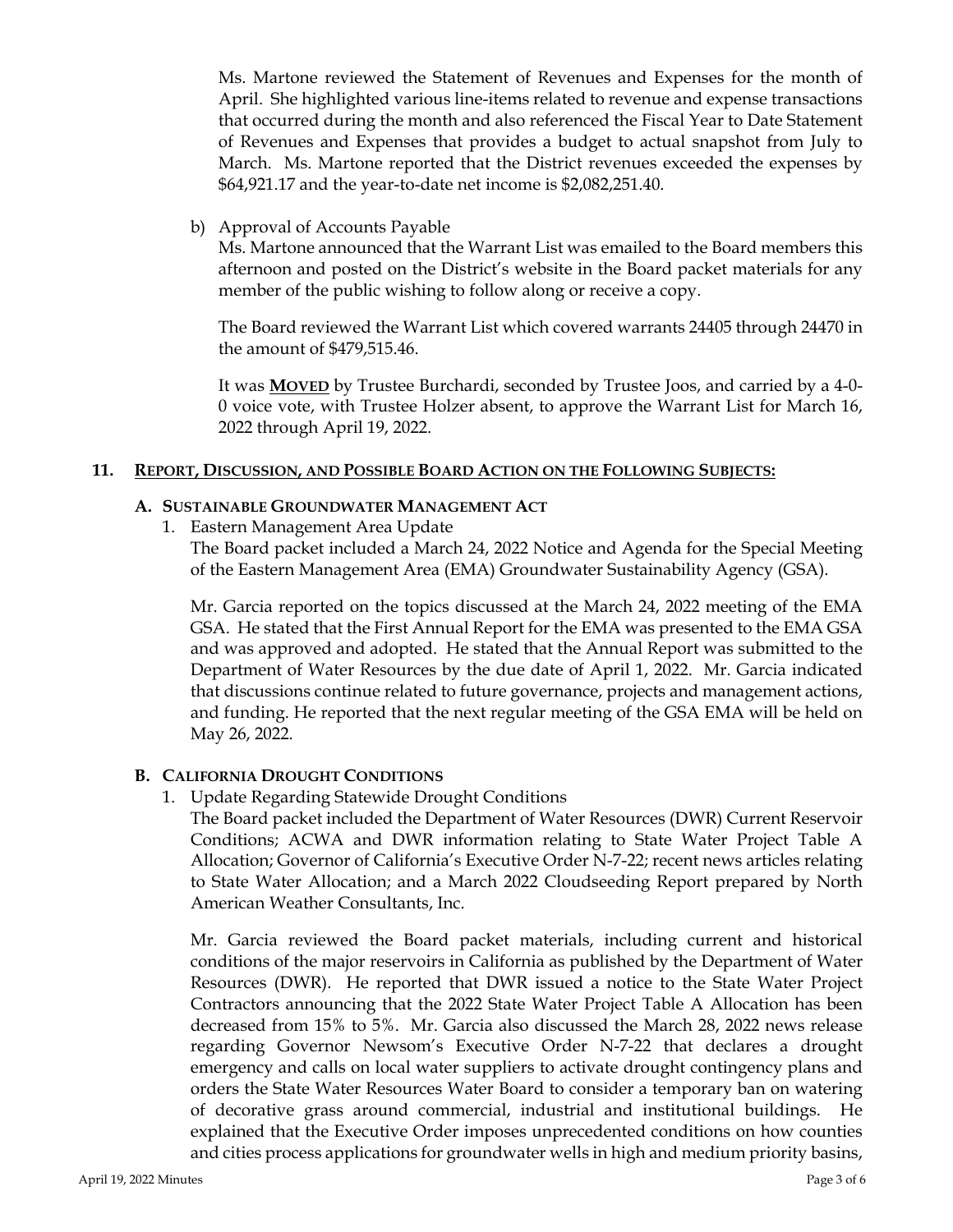Ms. Martone reviewed the Statement of Revenues and Expenses for the month of April. She highlighted various line-items related to revenue and expense transactions that occurred during the month and also referenced the Fiscal Year to Date Statement of Revenues and Expenses that provides a budget to actual snapshot from July to March. Ms. Martone reported that the District revenues exceeded the expenses by $64,921.17 and the year-to-date net income is $2,082,251.40.

b) Approval of Accounts Payable

Ms. Martone announced that the Warrant List was emailed to the Board members this afternoon and posted on the District's website in the Board packet materials for any member of the public wishing to follow along or receive a copy.

The Board reviewed the Warrant List which covered warrants 24405 through 24470 in the amount of $479,515.46.

It was **MOVED** by Trustee Burchardi, seconded by Trustee Joos, and carried by a 4-0-0 voice vote, with Trustee Holzer absent, to approve the Warrant List for March 16, 2022 through April 19, 2022.

## 11. REPORT, DISCUSSION, AND POSSIBLE BOARD ACTION ON THE FOLLOWING SUBJECTS:

### A. SUSTAINABLE GROUNDWATER MANAGEMENT ACT

1. Eastern Management Area Update

The Board packet included a March 24, 2022 Notice and Agenda for the Special Meeting of the Eastern Management Area (EMA) Groundwater Sustainability Agency (GSA).

Mr. Garcia reported on the topics discussed at the March 24, 2022 meeting of the EMA GSA. He stated that the First Annual Report for the EMA was presented to the EMA GSA and was approved and adopted. He stated that the Annual Report was submitted to the Department of Water Resources by the due date of April 1, 2022. Mr. Garcia indicated that discussions continue related to future governance, projects and management actions, and funding. He reported that the next regular meeting of the GSA EMA will be held on May 26, 2022.

### B. CALIFORNIA DROUGHT CONDITIONS

1. Update Regarding Statewide Drought Conditions

The Board packet included the Department of Water Resources (DWR) Current Reservoir Conditions; ACWA and DWR information relating to State Water Project Table A Allocation; Governor of California's Executive Order N-7-22; recent news articles relating to State Water Allocation; and a March 2022 Cloudseeding Report prepared by North American Weather Consultants, Inc.

Mr. Garcia reviewed the Board packet materials, including current and historical conditions of the major reservoirs in California as published by the Department of Water Resources (DWR). He reported that DWR issued a notice to the State Water Project Contractors announcing that the 2022 State Water Project Table A Allocation has been decreased from 15% to 5%. Mr. Garcia also discussed the March 28, 2022 news release regarding Governor Newsom's Executive Order N-7-22 that declares a drought emergency and calls on local water suppliers to activate drought contingency plans and orders the State Water Resources Water Board to consider a temporary ban on watering of decorative grass around commercial, industrial and institutional buildings. He explained that the Executive Order imposes unprecedented conditions on how counties and cities process applications for groundwater wells in high and medium priority basins,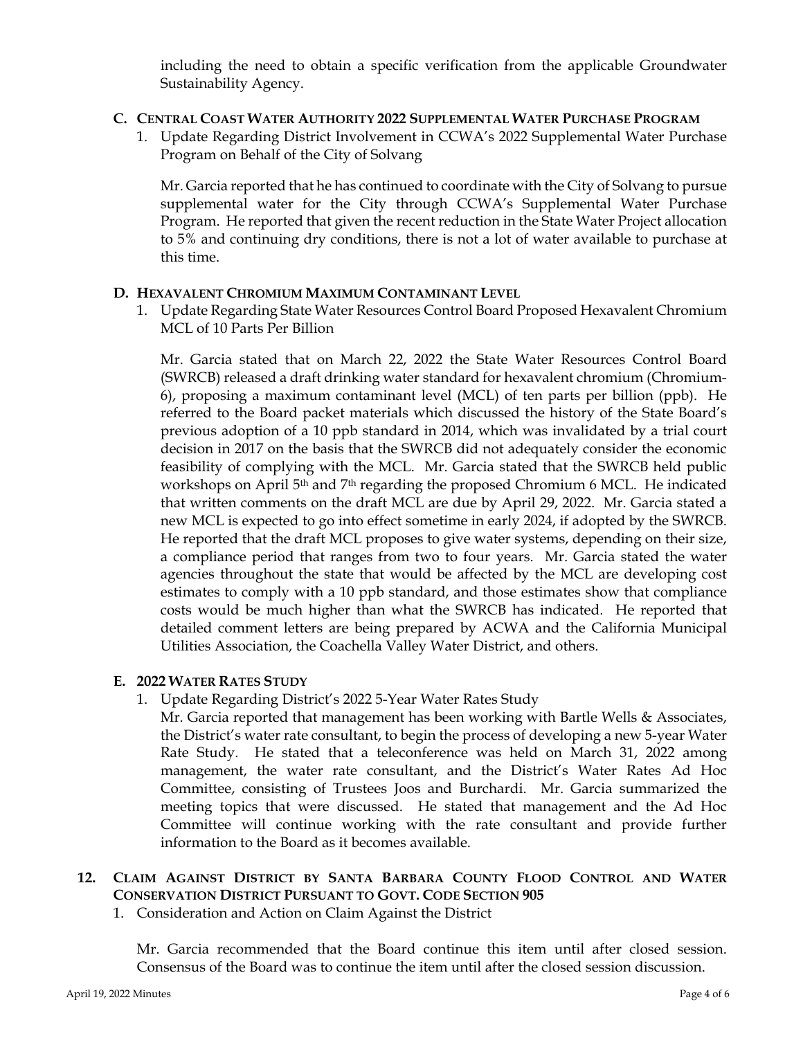including the need to obtain a specific verification from the applicable Groundwater Sustainability Agency.

**C. CENTRAL COAST WATER AUTHORITY 2022 SUPPLEMENTAL WATER PURCHASE PROGRAM**

1. Update Regarding District Involvement in CCWA's 2022 Supplemental Water Purchase Program on Behalf of the City of Solvang

   Mr. Garcia reported that he has continued to coordinate with the City of Solvang to pursue supplemental water for the City through CCWA's Supplemental Water Purchase Program. He reported that given the recent reduction in the State Water Project allocation to 5% and continuing dry conditions, there is not a lot of water available to purchase at this time.

**D. HEXAVALENT CHROMIUM MAXIMUM CONTAMINANT LEVEL**

1. Update Regarding State Water Resources Control Board Proposed Hexavalent Chromium MCL of 10 Parts Per Billion

   Mr. Garcia stated that on March 22, 2022 the State Water Resources Control Board (SWRCB) released a draft drinking water standard for hexavalent chromium (Chromium-6), proposing a maximum contaminant level (MCL) of ten parts per billion (ppb). He referred to the Board packet materials which discussed the history of the State Board's previous adoption of a 10 ppb standard in 2014, which was invalidated by a trial court decision in 2017 on the basis that the SWRCB did not adequately consider the economic feasibility of complying with the MCL. Mr. Garcia stated that the SWRCB held public workshops on April 5th and 7th regarding the proposed Chromium 6 MCL. He indicated that written comments on the draft MCL are due by April 29, 2022. Mr. Garcia stated a new MCL is expected to go into effect sometime in early 2024, if adopted by the SWRCB. He reported that the draft MCL proposes to give water systems, depending on their size, a compliance period that ranges from two to four years. Mr. Garcia stated the water agencies throughout the state that would be affected by the MCL are developing cost estimates to comply with a 10 ppb standard, and those estimates show that compliance costs would be much higher than what the SWRCB has indicated. He reported that detailed comment letters are being prepared by ACWA and the California Municipal Utilities Association, the Coachella Valley Water District, and others.

**E. 2022 WATER RATES STUDY**

1. Update Regarding District's 2022 5-Year Water Rates Study

   Mr. Garcia reported that management has been working with Bartle Wells & Associates, the District's water rate consultant, to begin the process of developing a new 5-year Water Rate Study. He stated that a teleconference was held on March 31, 2022 among management, the water rate consultant, and the District's Water Rates Ad Hoc Committee, consisting of Trustees Joos and Burchardi. Mr. Garcia summarized the meeting topics that were discussed. He stated that management and the Ad Hoc Committee will continue working with the rate consultant and provide further information to the Board as it becomes available.

**12. CLAIM AGAINST DISTRICT BY SANTA BARBARA COUNTY FLOOD CONTROL AND WATER CONSERVATION DISTRICT PURSUANT TO GOVT. CODE SECTION 905**

1. Consideration and Action on Claim Against the District

   Mr. Garcia recommended that the Board continue this item until after closed session. Consensus of the Board was to continue the item until after the closed session discussion.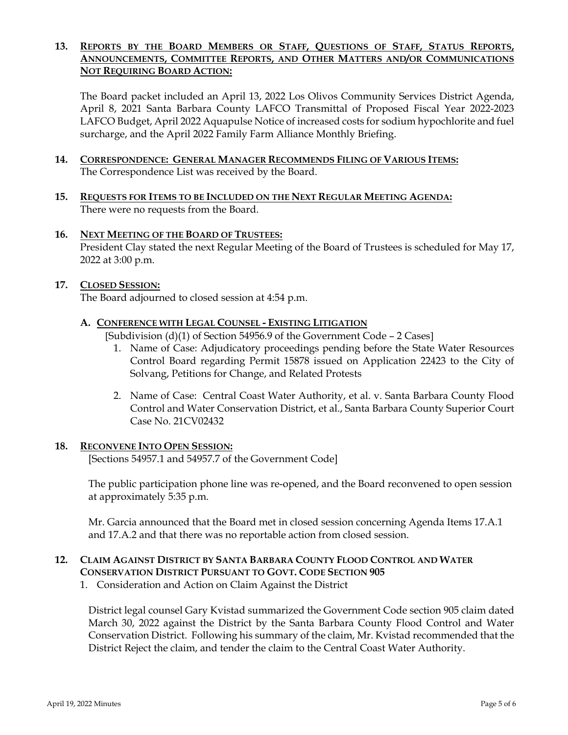**13. <u>REPORTS BY THE BOARD MEMBERS OR STAFF, QUESTIONS OF STAFF, STATUS REPORTS, ANNOUNCEMENTS, COMMITTEE REPORTS, AND OTHER MATTERS AND/OR COMMUNICATIONS NOT REQUIRING BOARD ACTION:</u>**

The Board packet included an April 13, 2022 Los Olivos Community Services District Agenda, April 8, 2021 Santa Barbara County LAFCO Transmittal of Proposed Fiscal Year 2022-2023 LAFCO Budget, April 2022 Aquapulse Notice of increased costs for sodium hypochlorite and fuel surcharge, and the April 2022 Family Farm Alliance Monthly Briefing.

**14. <u>CORRESPONDENCE: GENERAL MANAGER RECOMMENDS FILING OF VARIOUS ITEMS:</u>**
The Correspondence List was received by the Board.

**15. <u>REQUESTS FOR ITEMS TO BE INCLUDED ON THE NEXT REGULAR MEETING AGENDA:</u>**
There were no requests from the Board.

**16. <u>NEXT MEETING OF THE BOARD OF TRUSTEES:</u>**
President Clay stated the next Regular Meeting of the Board of Trustees is scheduled for May 17, 2022 at 3:00 p.m.

**17. <u>CLOSED SESSION:</u>**
The Board adjourned to closed session at 4:54 p.m.

**A. <u>CONFERENCE WITH LEGAL COUNSEL - EXISTING LITIGATION</u>**
[Subdivision (d)(1) of Section 54956.9 of the Government Code – 2 Cases]

1. Name of Case: Adjudicatory proceedings pending before the State Water Resources Control Board regarding Permit 15878 issued on Application 22423 to the City of Solvang, Petitions for Change, and Related Protests

2. Name of Case: Central Coast Water Authority, et al. v. Santa Barbara County Flood Control and Water Conservation District, et al., Santa Barbara County Superior Court Case No. 21CV02432

**18. <u>RECONVENE INTO OPEN SESSION:</u>**
[Sections 54957.1 and 54957.7 of the Government Code]

The public participation phone line was re-opened, and the Board reconvened to open session at approximately 5:35 p.m.

Mr. Garcia announced that the Board met in closed session concerning Agenda Items 17.A.1 and 17.A.2 and that there was no reportable action from closed session.

**12. CLAIM AGAINST DISTRICT BY SANTA BARBARA COUNTY FLOOD CONTROL AND WATER CONSERVATION DISTRICT PURSUANT TO GOVT. CODE SECTION 905**

1. Consideration and Action on Claim Against the District

District legal counsel Gary Kvistad summarized the Government Code section 905 claim dated March 30, 2022 against the District by the Santa Barbara County Flood Control and Water Conservation District. Following his summary of the claim, Mr. Kvistad recommended that the District Reject the claim, and tender the claim to the Central Coast Water Authority.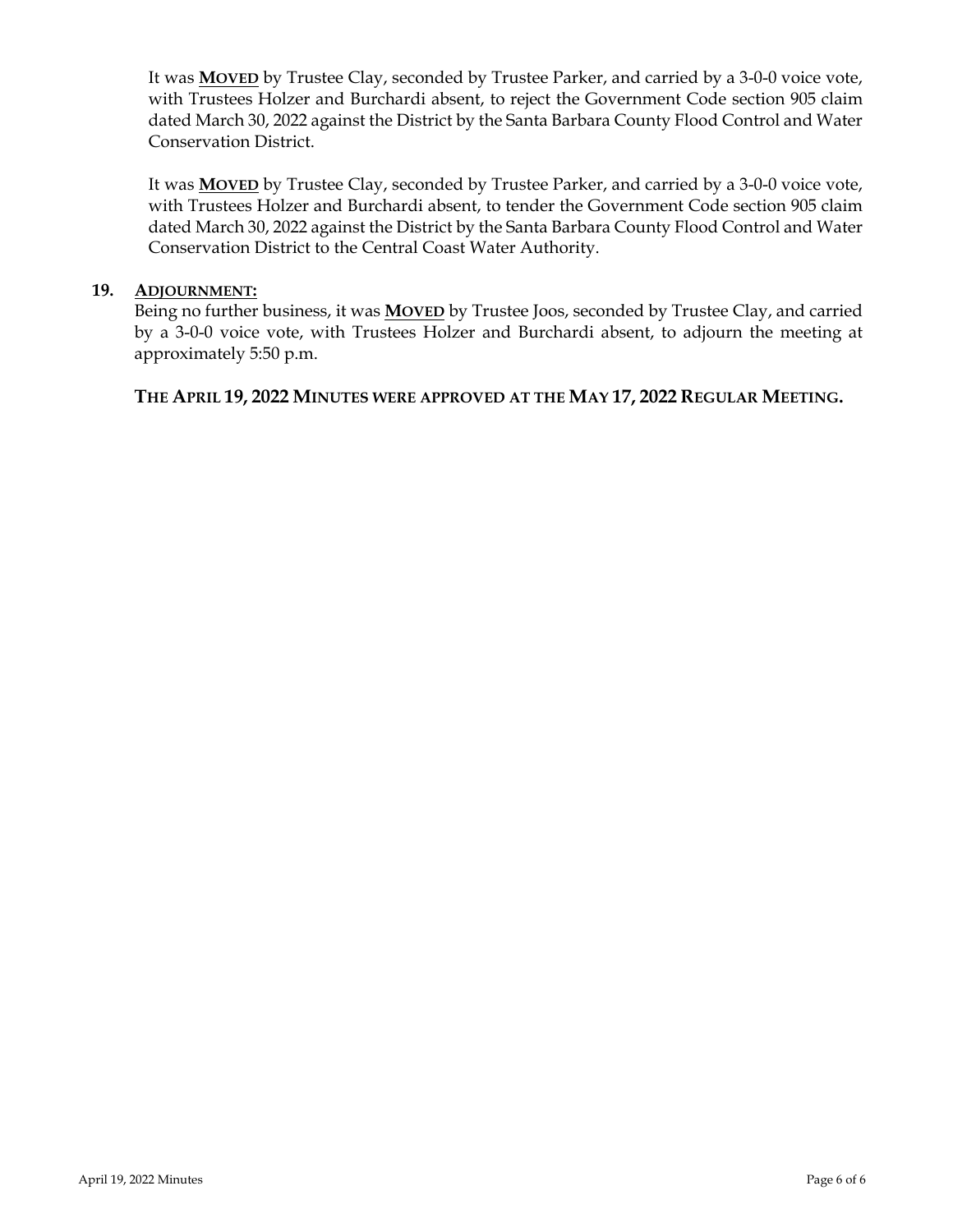It was **MOVED** by Trustee Clay, seconded by Trustee Parker, and carried by a 3-0-0 voice vote, with Trustees Holzer and Burchardi absent, to reject the Government Code section 905 claim dated March 30, 2022 against the District by the Santa Barbara County Flood Control and Water Conservation District.

It was **MOVED** by Trustee Clay, seconded by Trustee Parker, and carried by a 3-0-0 voice vote, with Trustees Holzer and Burchardi absent, to tender the Government Code section 905 claim dated March 30, 2022 against the District by the Santa Barbara County Flood Control and Water Conservation District to the Central Coast Water Authority.

**19. ADJOURNMENT:**

Being no further business, it was **MOVED** by Trustee Joos, seconded by Trustee Clay, and carried by a 3-0-0 voice vote, with Trustees Holzer and Burchardi absent, to adjourn the meeting at approximately 5:50 p.m.

**THE APRIL 19, 2022 MINUTES WERE APPROVED AT THE MAY 17, 2022 REGULAR MEETING.**